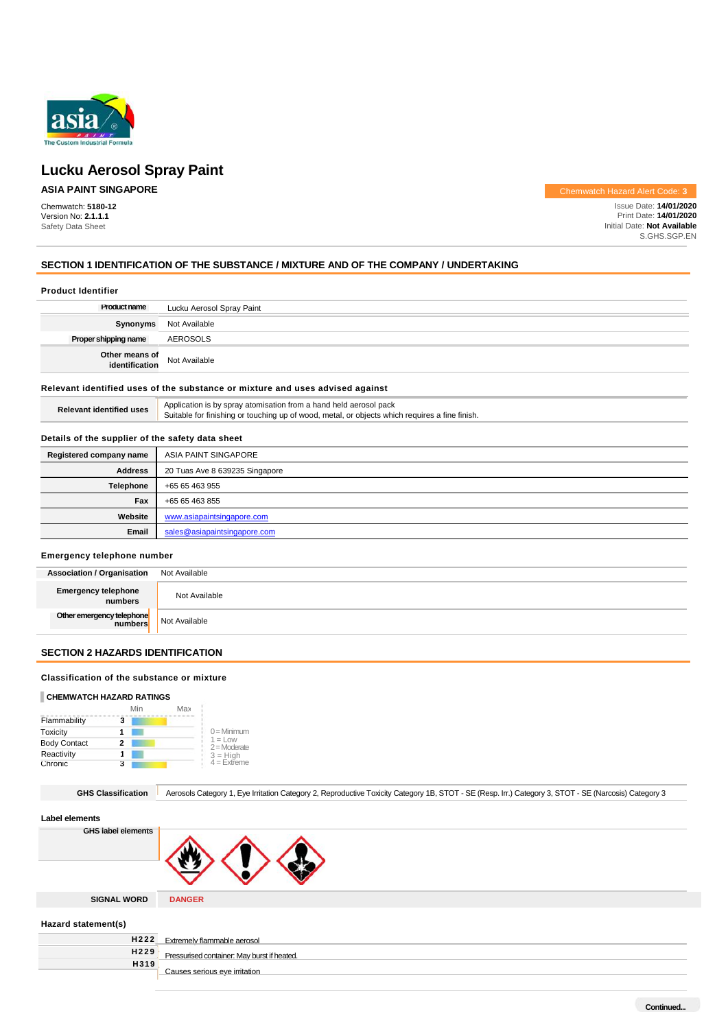# Lucku Aerosol Spray Paint

**ASIA PAINT SINGAPORE**

Chemwatch: **5180-12**
Version No: **2.1.1.1**
Safety Data Sheet

Chemwatch Hazard Alert Code: **3**

Issue Date: **14/01/2020**
Print Date: **14/01/2020**
Initial Date: **Not Available**
S.GHS.SGP.EN

## SECTION 1 IDENTIFICATION OF THE SUBSTANCE / MIXTURE AND OF THE COMPANY / UNDERTAKING

### Product Identifier

| | |
|---|---|
| **Product name** | Lucku Aerosol Spray Paint |
| **Synonyms** | Not Available |
| **Proper shipping name** | AEROSOLS |
| **Other means of identification** | Not Available |

### Relevant identified uses of the substance or mixture and uses advised against

| | |
|---|---|
| **Relevant identified uses** | Application is by spray atomisation from a hand held aerosol pack<br>Suitable for finishing or touching up of wood, metal, or objects which requires a fine finish. |

### Details of the supplier of the safety data sheet

| | |
|---|---|
| **Registered company name** | ASIA PAINT SINGAPORE |
| **Address** | 20 Tuas Ave 8 639235 Singapore |
| **Telephone** | +65 65 463 955 |
| **Fax** | +65 65 463 855 |
| **Website** | www.asiapaintsingapore.com |
| **Email** | sales@asiapaintsingapore.com |

### Emergency telephone number

| | |
|---|---|
| **Association / Organisation** | Not Available |
| **Emergency telephone numbers** | Not Available |
| **Other emergency telephone numbers** | Not Available |

## SECTION 2 HAZARDS IDENTIFICATION

### Classification of the substance or mixture

**CHEMWATCH HAZARD RATINGS**

| | Rating |
|---|---|
| Flammability | 3 |
| Toxicity | 1 |
| Body Contact | 2 |
| Reactivity | 1 |
| Chronic | 3 |

0 = Minimum
1 = Low
2 = Moderate
3 = High
4 = Extreme

| | |
|---|---|
| **GHS Classification** | Aerosols Category 1, Eye Irritation Category 2, Reproductive Toxicity Category 1B, STOT - SE (Resp. Irr.) Category 3, STOT - SE (Narcosis) Category 3 |

### Label elements

| | |
|---|---|
| **GHS label elements** | |
| **SIGNAL WORD** | **DANGER** |

### Hazard statement(s)

| | |
|---|---|
| **H222** | Extremely flammable aerosol |
| **H229** | Pressurised container: May burst if heated. |
| **H319** | Causes serious eye irritation |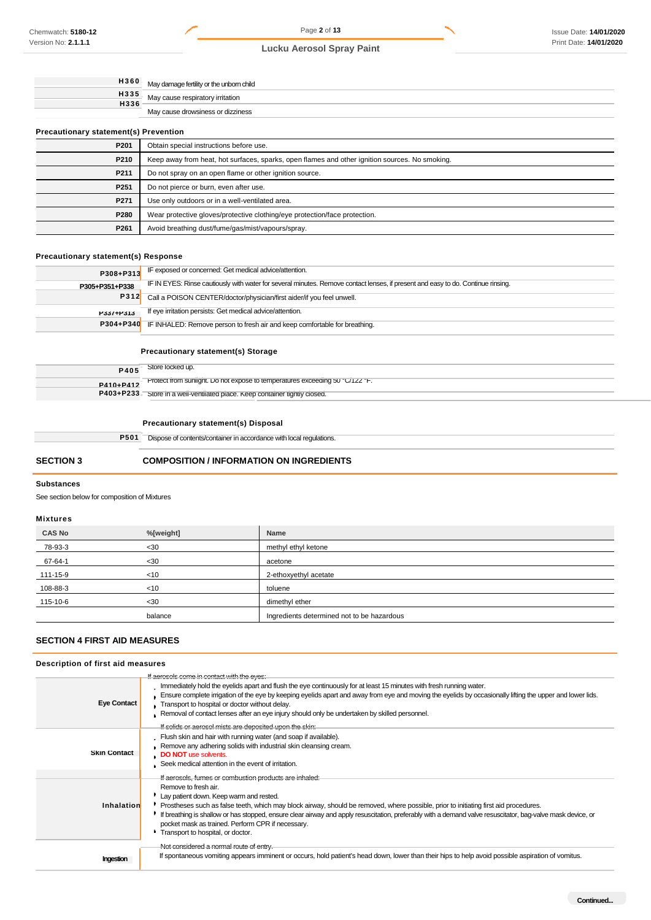| | |
|---|---|
| H360 | May damage fertility or the unborn child |
| H335 | May cause respiratory irritation |
| H336 | May cause drowsiness or dizziness |

### Precautionary statement(s) Prevention

| | |
|---|---|
| P201 | Obtain special instructions before use. |
| P210 | Keep away from heat, hot surfaces, sparks, open flames and other ignition sources. No smoking. |
| P211 | Do not spray on an open flame or other ignition source. |
| P251 | Do not pierce or burn, even after use. |
| P271 | Use only outdoors or in a well-ventilated area. |
| P280 | Wear protective gloves/protective clothing/eye protection/face protection. |
| P261 | Avoid breathing dust/fume/gas/mist/vapours/spray. |

### Precautionary statement(s) Response

| | |
|---|---|
| P308+P313 | IF exposed or concerned: Get medical advice/attention. |
| P305+P351+P338 | IF IN EYES: Rinse cautiously with water for several minutes. Remove contact lenses, if present and easy to do. Continue rinsing. |
| P312 | Call a POISON CENTER/doctor/physician/first aider/if you feel unwell. |
| P337+P313 | If eye irritation persists: Get medical advice/attention. |
| P304+P340 | IF INHALED: Remove person to fresh air and keep comfortable for breathing. |

### Precautionary statement(s) Storage

| | |
|---|---|
| P405 | Store locked up. |
| P410+P412 | Protect from sunlight. Do not expose to temperatures exceeding 50 °C/122 °F. |
| P403+P233 | Store in a well-ventilated place. Keep container tightly closed. |

### Precautionary statement(s) Disposal

| | |
|---|---|
| P501 | Dispose of contents/container in accordance with local regulations. |

## SECTION 3 COMPOSITION / INFORMATION ON INGREDIENTS

### Substances

See section below for composition of Mixtures

### Mixtures

| CAS No | %[weight] | Name |
|---|---|---|
| 78-93-3 | <30 | methyl ethyl ketone |
| 67-64-1 | <30 | acetone |
| 111-15-9 | <10 | 2-ethoxyethyl acetate |
| 108-88-3 | <10 | toluene |
| 115-10-6 | <30 | dimethyl ether |
| | balance | Ingredients determined not to be hazardous |

## SECTION 4 FIRST AID MEASURES

### Description of first aid measures

| | |
|---|---|
| Eye Contact | If aerosols come in contact with the eyes:<br>- Immediately hold the eyelids apart and flush the eye continuously for at least 15 minutes with fresh running water.<br>- Ensure complete irrigation of the eye by keeping eyelids apart and away from eye and moving the eyelids by occasionally lifting the upper and lower lids.<br>- Transport to hospital or doctor without delay.<br>- Removal of contact lenses after an eye injury should only be undertaken by skilled personnel. |
| Skin Contact | If solids or aerosol mists are deposited upon the skin:<br>- Flush skin and hair with running water (and soap if available).<br>- Remove any adhering solids with industrial skin cleansing cream.<br>- **DO NOT** use solvents.<br>- Seek medical attention in the event of irritation. |
| Inhalation | If aerosols, fumes or combustion products are inhaled:<br>- Remove to fresh air.<br>- Lay patient down. Keep warm and rested.<br>- Prostheses such as false teeth, which may block airway, should be removed, where possible, prior to initiating first aid procedures.<br>- If breathing is shallow or has stopped, ensure clear airway and apply resuscitation, preferably with a demand valve resuscitator, bag-valve mask device, or pocket mask as trained. Perform CPR if necessary.<br>- Transport to hospital, or doctor. |
| Ingestion | Not considered a normal route of entry.<br>If spontaneous vomiting appears imminent or occurs, hold patient's head down, lower than their hips to help avoid possible aspiration of vomitus. |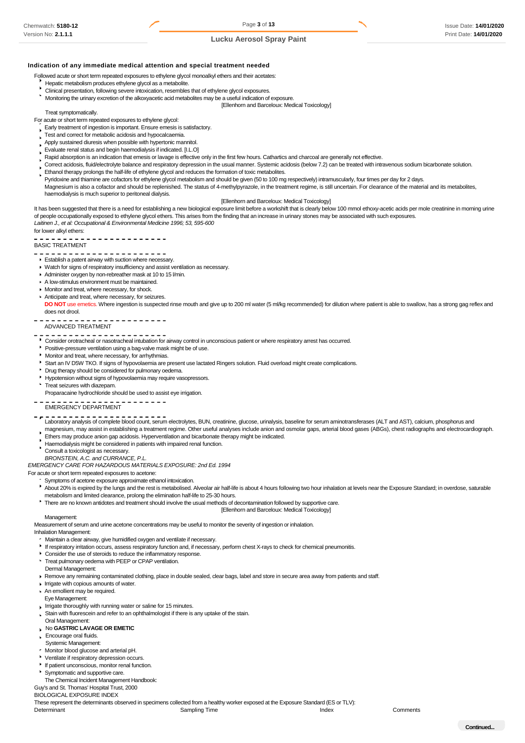### Indication of any immediate medical attention and special treatment needed

Followed acute or short term repeated exposures to ethylene glycol monoalkyl ethers and their acetates:

- Hepatic metabolism produces ethylene glycol as a metabolite.
- Clinical presentation, following severe intoxication, resembles that of ethylene glycol exposures.
- Monitoring the urinary excretion of the alkoxyacetic acid metabolites may be a useful indication of exposure.

[Ellenhorn and Barceloux: Medical Toxicology]

Treat symptomatically.

For acute or short term repeated exposures to ethylene glycol:

- Early treatment of ingestion is important. Ensure emesis is satisfactory.
- Test and correct for metabolic acidosis and hypocalcaemia.
- Apply sustained diuresis when possible with hypertonic mannitol.
- Evaluate renal status and begin haemodialysis if indicated. [I.L.O]
- Rapid absorption is an indication that emesis or lavage is effective only in the first few hours. Cathartics and charcoal are generally not effective.
- Correct acidosis, fluid/electrolyte balance and respiratory depression in the usual manner. Systemic acidosis (below 7.2) can be treated with intravenous sodium bicarbonate solution.
- Ethanol therapy prolongs the half-life of ethylene glycol and reduces the formation of toxic metabolites.
- Pyridoxine and thiamine are cofactors for ethylene glycol metabolism and should be given (50 to 100 mg respectively) intramuscularly, four times per day for 2 days.
- Magnesium is also a cofactor and should be replenished. The status of 4-methylpyrazole, in the treatment regime, is still uncertain. For clearance of the material and its metabolites, haemodialysis is much superior to peritoneal dialysis.

[Ellenhorn and Barceloux: Medical Toxicology]

It has been suggested that there is a need for establishing a new biological exposure limit before a workshift that is clearly below 100 mmol ethoxy-acetic acids per mole creatinine in morning urine of people occupationally exposed to ethylene glycol ethers. This arises from the finding that an increase in urinary stones may be associated with such exposures.

*Laitinen J., et al: Occupational & Environmental Medicine 1996; 53, 595-600*

for lower alkyl ethers:

BASIC TREATMENT

- Establish a patent airway with suction where necessary.
- Watch for signs of respiratory insufficiency and assist ventilation as necessary.
- Administer oxygen by non-rebreather mask at 10 to 15 l/min.
- A low-stimulus environment must be maintained.
- Monitor and treat, where necessary, for shock.
- Anticipate and treat, where necessary, for seizures.
- **DO NOT** use emetics. Where ingestion is suspected rinse mouth and give up to 200 ml water (5 ml/kg recommended) for dilution where patient is able to swallow, has a strong gag reflex and does not drool.

ADVANCED TREATMENT

- Consider orotracheal or nasotracheal intubation for airway control in unconscious patient or where respiratory arrest has occurred.
- Positive-pressure ventilation using a bag-valve mask might be of use.
- Monitor and treat, where necessary, for arrhythmias.
- Start an IV D5W TKO. If signs of hypovolaemia are present use lactated Ringers solution. Fluid overload might create complications.
- Drug therapy should be considered for pulmonary oedema.
- Hypotension without signs of hypovolaemia may require vasopressors.
- Treat seizures with diazepam.
- Proparacaine hydrochloride should be used to assist eye irrigation.

EMERGENCY DEPARTMENT

- Laboratory analysis of complete blood count, serum electrolytes, BUN, creatinine, glucose, urinalysis, baseline for serum aminotransferases (ALT and AST), calcium, phosphorus and magnesium, may assist in establishing a treatment regime. Other useful analyses include anion and osmolar gaps, arterial blood gases (ABGs), chest radiographs and electrocardiograph.
- Ethers may produce anion gap acidosis. Hyperventilation and bicarbonate therapy might be indicated.
- Haemodialysis might be considered in patients with impaired renal function.
- Consult a toxicologist as necessary.

*BRONSTEIN, A.C. and CURRANCE, P.L.*

*EMERGENCY CARE FOR HAZARDOUS MATERIALS EXPOSURE: 2nd Ed. 1994*

For acute or short term repeated exposures to acetone:

- Symptoms of acetone exposure approximate ethanol intoxication.
- About 20% is expired by the lungs and the rest is metabolised. Alveolar air half-life is about 4 hours following two hour inhalation at levels near the Exposure Standard; in overdose, saturable metabolism and limited clearance, prolong the elimination half-life to 25-30 hours.
- There are no known antidotes and treatment should involve the usual methods of decontamination followed by supportive care.

[Ellenhorn and Barceloux: Medical Toxicology]

Management:

Measurement of serum and urine acetone concentrations may be useful to monitor the severity of ingestion or inhalation.

Inhalation Management:

- Maintain a clear airway, give humidified oxygen and ventilate if necessary.
- If respiratory irritation occurs, assess respiratory function and, if necessary, perform chest X-rays to check for chemical pneumonitis.
- Consider the use of steroids to reduce the inflammatory response.
- Treat pulmonary oedema with PEEP or CPAP ventilation.

Dermal Management:

- Remove any remaining contaminated clothing, place in double sealed, clear bags, label and store in secure area away from patients and staff.
- Irrigate with copious amounts of water.
- An emollient may be required.

Eye Management:

- Irrigate thoroughly with running water or saline for 15 minutes.
- Stain with fluorescein and refer to an ophthalmologist if there is any uptake of the stain.

Oral Management:

- No **GASTRIC LAVAGE OR EMETIC**
- Encourage oral fluids.

Systemic Management:

- Monitor blood glucose and arterial pH.
- Ventilate if respiratory depression occurs.
- If patient unconscious, monitor renal function.
- Symptomatic and supportive care.

The Chemical Incident Management Handbook:

Guy's and St. Thomas' Hospital Trust, 2000

BIOLOGICAL EXPOSURE INDEX

These represent the determinants observed in specimens collected from a healthy worker exposed at the Exposure Standard (ES or TLV):

| Determinant | Sampling Time | Index | Comments |
|---|---|---|---|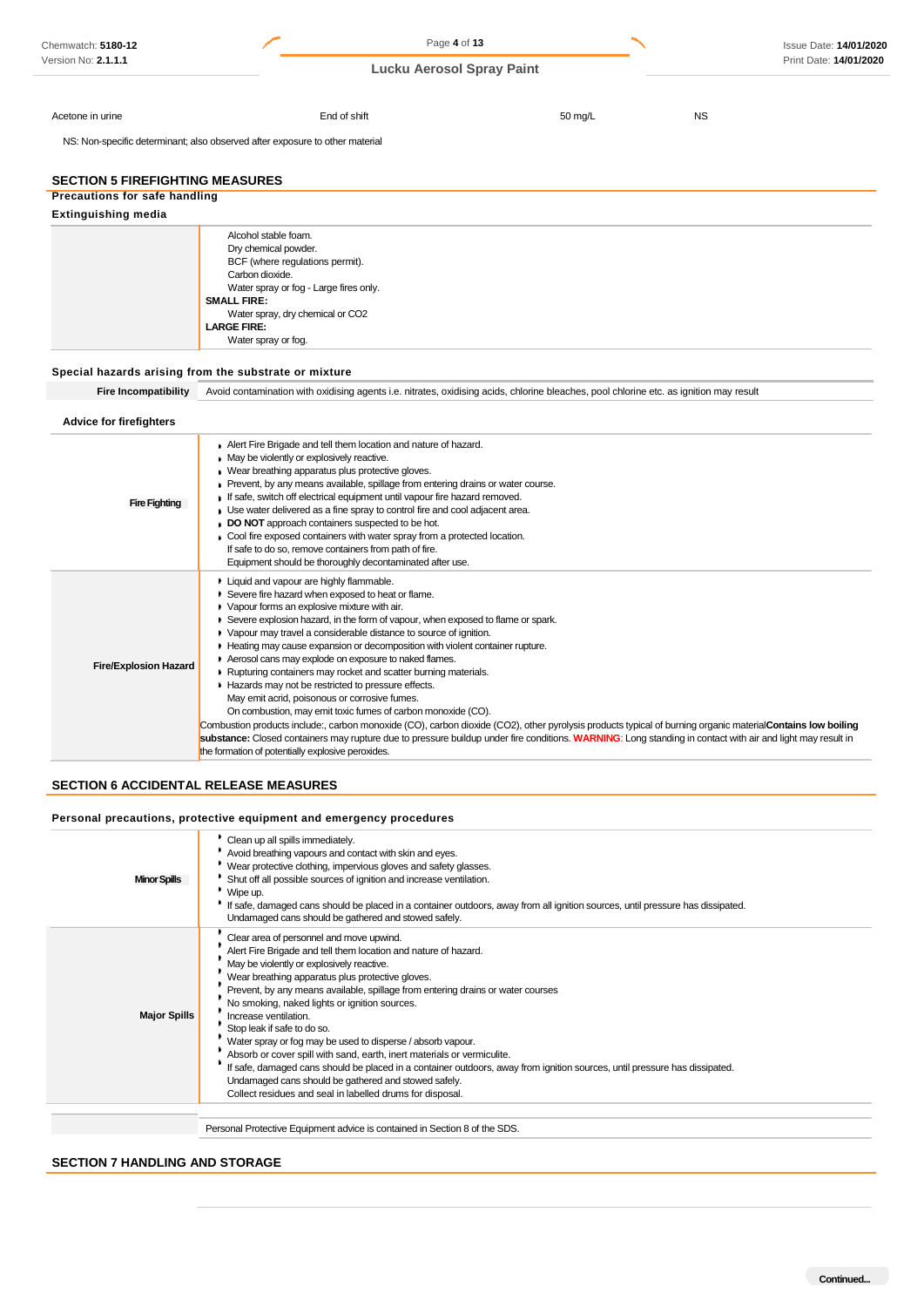| Acetone in urine | End of shift | 50 mg/L | NS |
|---|---|---|---|

NS: Non-specific determinant; also observed after exposure to other material

## SECTION 5 FIREFIGHTING MEASURES

**Precautions for safe handling**

**Extinguishing media**

| | |
|---|---|
| | Alcohol stable foam.<br>Dry chemical powder.<br>BCF (where regulations permit).<br>Carbon dioxide.<br>Water spray or fog - Large fires only.<br>**SMALL FIRE:**<br>Water spray, dry chemical or CO2<br>**LARGE FIRE:**<br>Water spray or fog. |

**Special hazards arising from the substrate or mixture**

| | |
|---|---|
| **Fire Incompatibility** | Avoid contamination with oxidising agents i.e. nitrates, oxidising acids, chlorine bleaches, pool chlorine etc. as ignition may result |

**Advice for firefighters**

| | |
|---|---|
| **Fire Fighting** | • Alert Fire Brigade and tell them location and nature of hazard.<br>• May be violently or explosively reactive.<br>• Wear breathing apparatus plus protective gloves.<br>• Prevent, by any means available, spillage from entering drains or water course.<br>• If safe, switch off electrical equipment until vapour fire hazard removed.<br>• Use water delivered as a fine spray to control fire and cool adjacent area.<br>• **DO NOT** approach containers suspected to be hot.<br>• Cool fire exposed containers with water spray from a protected location.<br>If safe to do so, remove containers from path of fire.<br>Equipment should be thoroughly decontaminated after use. |
| **Fire/Explosion Hazard** | • Liquid and vapour are highly flammable.<br>• Severe fire hazard when exposed to heat or flame.<br>• Vapour forms an explosive mixture with air.<br>• Severe explosion hazard, in the form of vapour, when exposed to flame or spark.<br>• Vapour may travel a considerable distance to source of ignition.<br>• Heating may cause expansion or decomposition with violent container rupture.<br>• Aerosol cans may explode on exposure to naked flames.<br>• Rupturing containers may rocket and scatter burning materials.<br>• Hazards may not be restricted to pressure effects.<br>May emit acrid, poisonous or corrosive fumes.<br>On combustion, may emit toxic fumes of carbon monoxide (CO).<br>Combustion products include:, carbon monoxide (CO), carbon dioxide (CO2), other pyrolysis products typical of burning organic material**Contains low boiling substance:** Closed containers may rupture due to pressure buildup under fire conditions. **WARNING**: Long standing in contact with air and light may result in the formation of potentially explosive peroxides. |

## SECTION 6 ACCIDENTAL RELEASE MEASURES

**Personal precautions, protective equipment and emergency procedures**

| | |
|---|---|
| **Minor Spills** | • Clean up all spills immediately.<br>• Avoid breathing vapours and contact with skin and eyes.<br>• Wear protective clothing, impervious gloves and safety glasses.<br>• Shut off all possible sources of ignition and increase ventilation.<br>• Wipe up.<br>• If safe, damaged cans should be placed in a container outdoors, away from all ignition sources, until pressure has dissipated.<br>Undamaged cans should be gathered and stowed safely. |
| **Major Spills** | • Clear area of personnel and move upwind.<br>• Alert Fire Brigade and tell them location and nature of hazard.<br>• May be violently or explosively reactive.<br>• Wear breathing apparatus plus protective gloves.<br>• Prevent, by any means available, spillage from entering drains or water courses<br>• No smoking, naked lights or ignition sources.<br>• Increase ventilation.<br>• Stop leak if safe to do so.<br>• Water spray or fog may be used to disperse / absorb vapour.<br>• Absorb or cover spill with sand, earth, inert materials or vermiculite.<br>• If safe, damaged cans should be placed in a container outdoors, away from ignition sources, until pressure has dissipated.<br>Undamaged cans should be gathered and stowed safely.<br>Collect residues and seal in labelled drums for disposal. |

| | |
|---|---|
| | Personal Protective Equipment advice is contained in Section 8 of the SDS. |

## SECTION 7 HANDLING AND STORAGE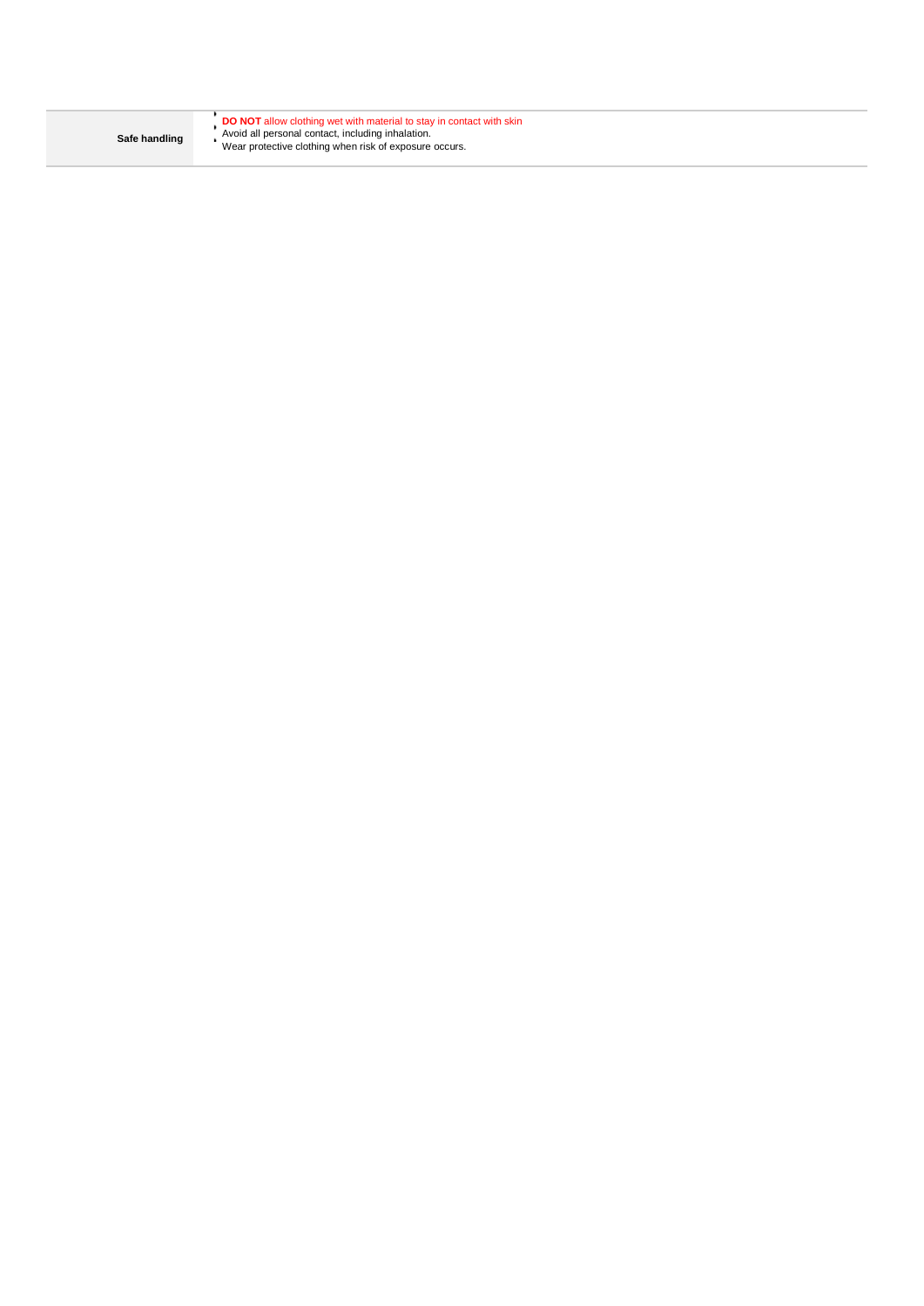| Safe handling | <ul><li>**DO NOT** allow clothing wet with material to stay in contact with skin</li><li>Avoid all personal contact, including inhalation.</li><li>Wear protective clothing when risk of exposure occurs.</li></ul> |
|---|---|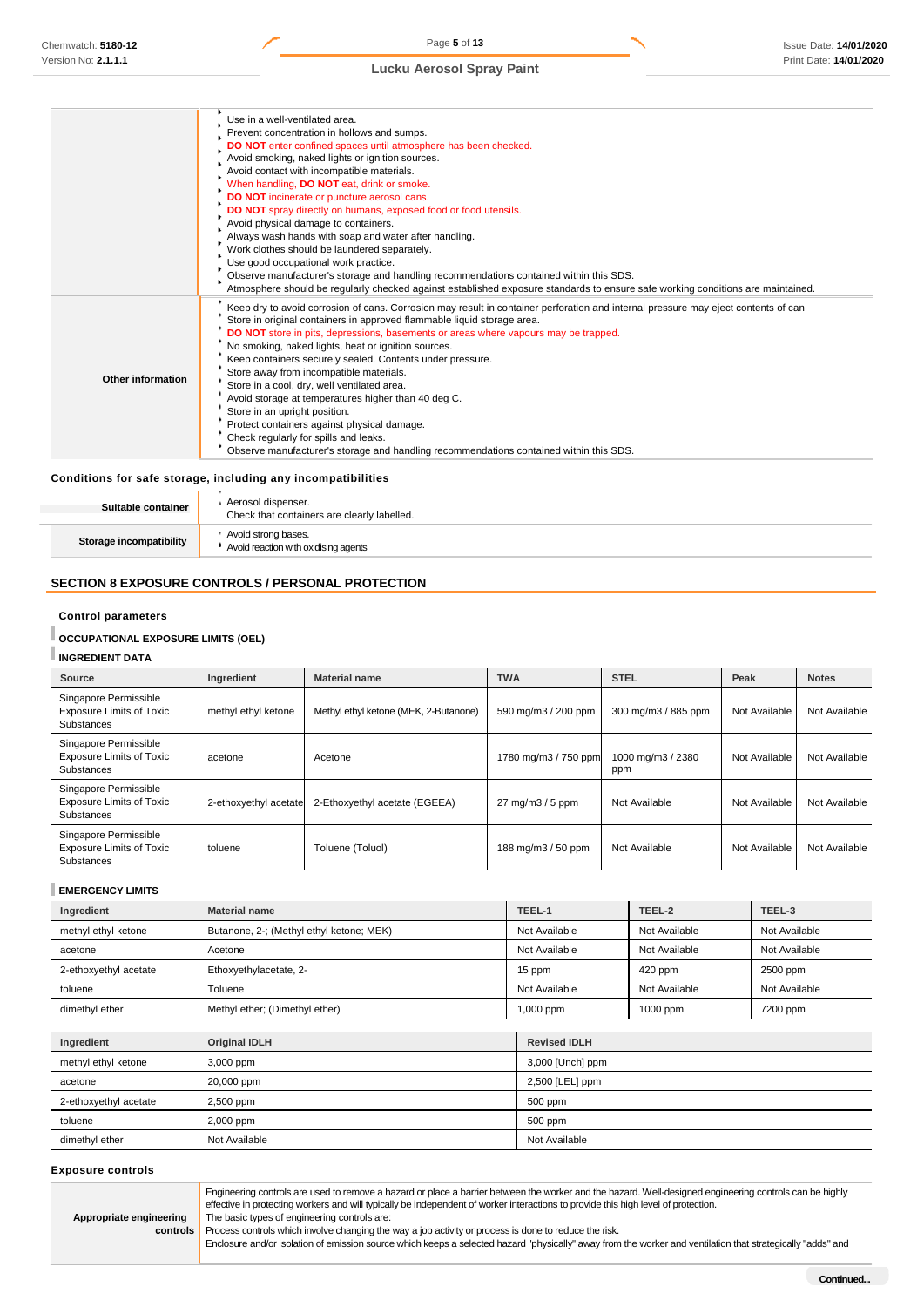| | |
|---|---|
| | Use in a well-ventilated area.<br>Prevent concentration in hollows and sumps.<br>**DO NOT** enter confined spaces until atmosphere has been checked.<br>Avoid smoking, naked lights or ignition sources.<br>Avoid contact with incompatible materials.<br>When handling, **DO NOT** eat, drink or smoke.<br>**DO NOT** incinerate or puncture aerosol cans.<br>**DO NOT** spray directly on humans, exposed food or food utensils.<br>Avoid physical damage to containers.<br>Always wash hands with soap and water after handling.<br>Work clothes should be laundered separately.<br>Use good occupational work practice.<br>Observe manufacturer's storage and handling recommendations contained within this SDS.<br>Atmosphere should be regularly checked against established exposure standards to ensure safe working conditions are maintained. |
| **Other information** | Keep dry to avoid corrosion of cans. Corrosion may result in container perforation and internal pressure may eject contents of can<br>Store in original containers in approved flammable liquid storage area.<br>**DO NOT** store in pits, depressions, basements or areas where vapours may be trapped.<br>No smoking, naked lights, heat or ignition sources.<br>Keep containers securely sealed. Contents under pressure.<br>Store away from incompatible materials.<br>Store in a cool, dry, well ventilated area.<br>Avoid storage at temperatures higher than 40 deg C.<br>Store in an upright position.<br>Protect containers against physical damage.<br>Check regularly for spills and leaks.<br>Observe manufacturer's storage and handling recommendations contained within this SDS. |

### Conditions for safe storage, including any incompatibilities

| | |
|---|---|
| **Suitable container** | Aerosol dispenser.<br>Check that containers are clearly labelled. |
| **Storage incompatibility** | Avoid strong bases.<br>Avoid reaction with oxidising agents |

## SECTION 8 EXPOSURE CONTROLS / PERSONAL PROTECTION

### Control parameters

**OCCUPATIONAL EXPOSURE LIMITS (OEL)**

**INGREDIENT DATA**

| Source | Ingredient | Material name | TWA | STEL | Peak | Notes |
|---|---|---|---|---|---|---|
| Singapore Permissible Exposure Limits of Toxic Substances | methyl ethyl ketone | Methyl ethyl ketone (MEK, 2-Butanone) | 590 mg/m3 / 200 ppm | 300 mg/m3 / 885 ppm | Not Available | Not Available |
| Singapore Permissible Exposure Limits of Toxic Substances | acetone | Acetone | 1780 mg/m3 / 750 ppm | 1000 mg/m3 / 2380 ppm | Not Available | Not Available |
| Singapore Permissible Exposure Limits of Toxic Substances | 2-ethoxyethyl acetate | 2-Ethoxyethyl acetate (EGEEA) | 27 mg/m3 / 5 ppm | Not Available | Not Available | Not Available |
| Singapore Permissible Exposure Limits of Toxic Substances | toluene | Toluene (Toluol) | 188 mg/m3 / 50 ppm | Not Available | Not Available | Not Available |

**EMERGENCY LIMITS**

| Ingredient | Material name | TEEL-1 | TEEL-2 | TEEL-3 |
|---|---|---|---|---|
| methyl ethyl ketone | Butanone, 2-; (Methyl ethyl ketone; MEK) | Not Available | Not Available | Not Available |
| acetone | Acetone | Not Available | Not Available | Not Available |
| 2-ethoxyethyl acetate | Ethoxyethylacetate, 2- | 15 ppm | 420 ppm | 2500 ppm |
| toluene | Toluene | Not Available | Not Available | Not Available |
| dimethyl ether | Methyl ether; (Dimethyl ether) | 1,000 ppm | 1000 ppm | 7200 ppm |

| Ingredient | Original IDLH | Revised IDLH |
|---|---|---|
| methyl ethyl ketone | 3,000 ppm | 3,000 [Unch] ppm |
| acetone | 20,000 ppm | 2,500 [LEL] ppm |
| 2-ethoxyethyl acetate | 2,500 ppm | 500 ppm |
| toluene | 2,000 ppm | 500 ppm |
| dimethyl ether | Not Available | Not Available |

### Exposure controls

| | |
|---|---|
| **Appropriate engineering controls** | Engineering controls are used to remove a hazard or place a barrier between the worker and the hazard. Well-designed engineering controls can be highly effective in protecting workers and will typically be independent of worker interactions to provide this high level of protection.<br>The basic types of engineering controls are:<br>Process controls which involve changing the way a job activity or process is done to reduce the risk.<br>Enclosure and/or isolation of emission source which keeps a selected hazard "physically" away from the worker and ventilation that strategically "adds" and |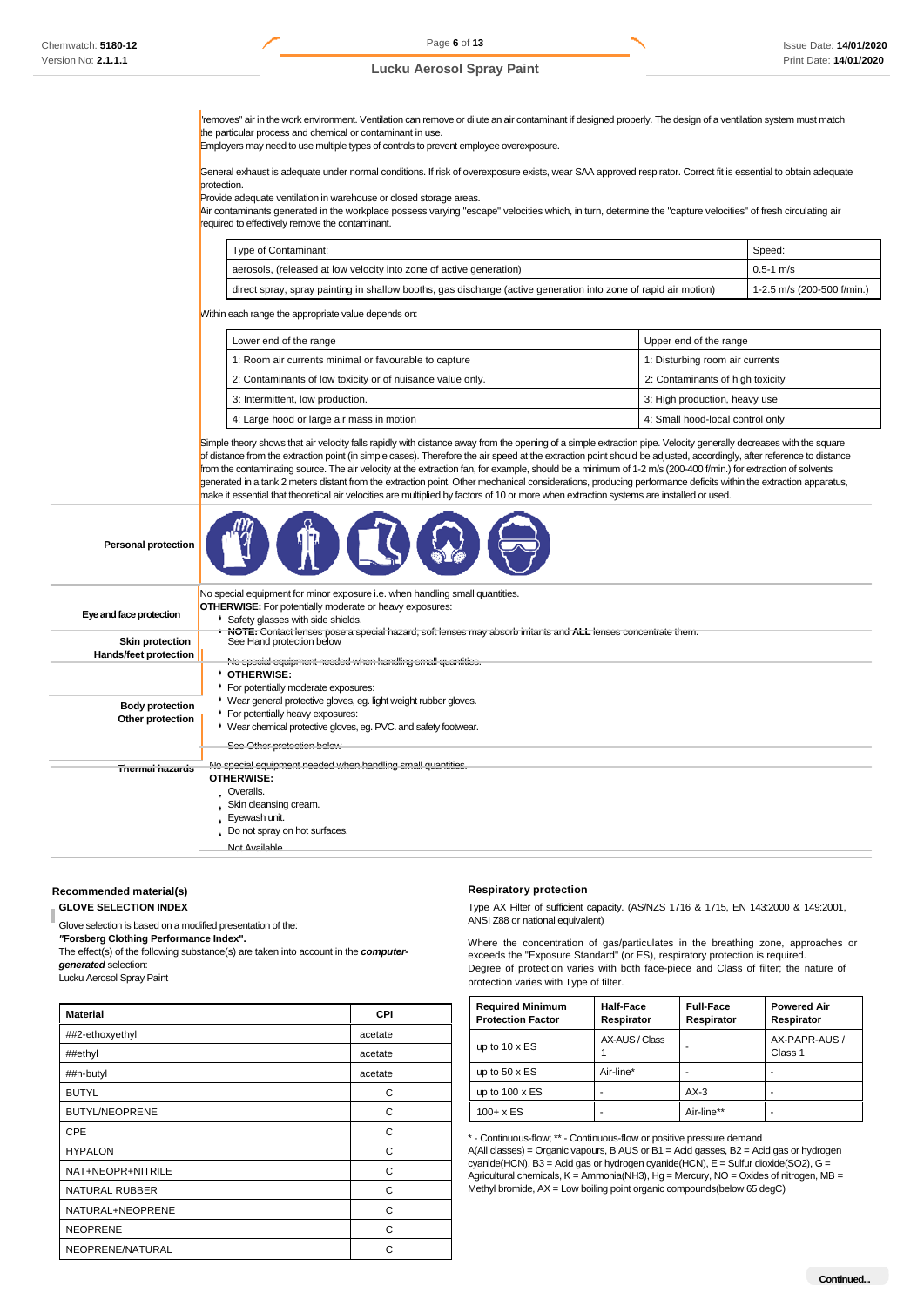"removes" air in the work environment. Ventilation can remove or dilute an air contaminant if designed properly. The design of a ventilation system must match the particular process and chemical or contaminant in use.
Employers may need to use multiple types of controls to prevent employee overexposure.

General exhaust is adequate under normal conditions. If risk of overexposure exists, wear SAA approved respirator. Correct fit is essential to obtain adequate protection.
Provide adequate ventilation in warehouse or closed storage areas.
Air contaminants generated in the workplace possess varying "escape" velocities which, in turn, determine the "capture velocities" of fresh circulating air required to effectively remove the contaminant.

| Type of Contaminant: | Speed: |
|---|---|
| aerosols, (released at low velocity into zone of active generation) | 0.5-1 m/s |
| direct spray, spray painting in shallow booths, gas discharge (active generation into zone of rapid air motion) | 1-2.5 m/s (200-500 f/min.) |

Within each range the appropriate value depends on:

| Lower end of the range | Upper end of the range |
|---|---|
| 1: Room air currents minimal or favourable to capture | 1: Disturbing room air currents |
| 2: Contaminants of low toxicity or of nuisance value only. | 2: Contaminants of high toxicity |
| 3: Intermittent, low production. | 3: High production, heavy use |
| 4: Large hood or large air mass in motion | 4: Small hood-local control only |

Simple theory shows that air velocity falls rapidly with distance away from the opening of a simple extraction pipe. Velocity generally decreases with the square of distance from the extraction point (in simple cases). Therefore the air speed at the extraction point should be adjusted, accordingly, after reference to distance from the contaminating source. The air velocity at the extraction fan, for example, should be a minimum of 1-2 m/s (200-400 f/min.) for extraction of solvents generated in a tank 2 meters distant from the extraction point. Other mechanical considerations, producing performance deficits within the extraction apparatus, make it essential that theoretical air velocities are multiplied by factors of 10 or more when extraction systems are installed or used.

**Personal protection**

**Eye and face protection**

No special equipment for minor exposure i.e. when handling small quantities.
**OTHERWISE:** For potentially moderate or heavy exposures:
- Safety glasses with side shields.
- **NOTE:** Contact lenses pose a special hazard; soft lenses may absorb irritants and **ALL** lenses concentrate them.

**Skin protection**

See Hand protection below

**Hands/feet protection**

No special equipment needed when handling small quantities.
- **OTHERWISE:**
- For potentially moderate exposures:
- Wear general protective gloves, eg. light weight rubber gloves.
- For potentially heavy exposures:
- Wear chemical protective gloves, eg. PVC. and safety footwear.

**Body protection**

See Other protection below

**Other protection**

No special equipment needed when handling small quantities.
**OTHERWISE:**
- Overalls.
- Skin cleansing cream.
- Eyewash unit.
- Do not spray on hot surfaces.

**Thermal hazards**

Not Available

### Recommended material(s)

**GLOVE SELECTION INDEX**

Glove selection is based on a modified presentation of the:
***"Forsberg Clothing Performance Index".***
The effect(s) of the following substance(s) are taken into account in the ***computer-generated*** selection:
Lucku Aerosol Spray Paint

| Material | CPI |
|---|---|
| ##2-ethoxyethyl | acetate |
| ##ethyl | acetate |
| ##n-butyl | acetate |
| BUTYL | C |
| BUTYL/NEOPRENE | C |
| CPE | C |
| HYPALON | C |
| NAT+NEOPR+NITRILE | C |
| NATURAL RUBBER | C |
| NATURAL+NEOPRENE | C |
| NEOPRENE | C |
| NEOPRENE/NATURAL | C |

### Respiratory protection

Type AX Filter of sufficient capacity. (AS/NZS 1716 & 1715, EN 143:2000 & 149:2001, ANSI Z88 or national equivalent)

Where the concentration of gas/particulates in the breathing zone, approaches or exceeds the "Exposure Standard" (or ES), respiratory protection is required.
Degree of protection varies with both face-piece and Class of filter; the nature of protection varies with Type of filter.

| Required Minimum Protection Factor | Half-Face Respirator | Full-Face Respirator | Powered Air Respirator |
|---|---|---|---|
| up to 10 x ES | AX-AUS / Class 1 | - | AX-PAPR-AUS / Class 1 |
| up to 50 x ES | Air-line* | - | - |
| up to 100 x ES | - | AX-3 | - |
| 100+ x ES | - | Air-line** | - |

\* - Continuous-flow; ** - Continuous-flow or positive pressure demand
A(All classes) = Organic vapours, B AUS or B1 = Acid gasses, B2 = Acid gas or hydrogen cyanide(HCN), B3 = Acid gas or hydrogen cyanide(HCN), E = Sulfur dioxide($SO_2$), G = Agricultural chemicals, K = Ammonia($NH_3$), Hg = Mercury, NO = Oxides of nitrogen, MB = Methyl bromide, AX = Low boiling point organic compounds(below 65 degC)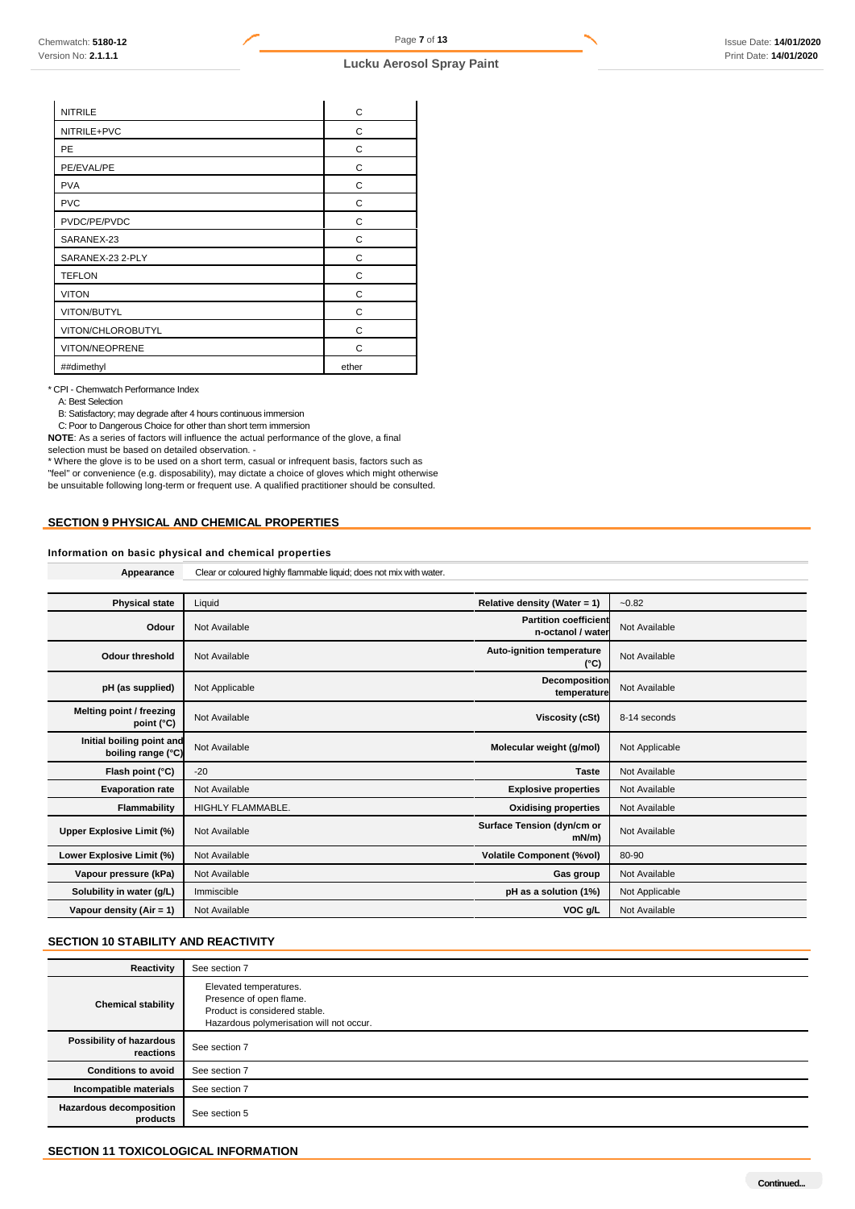| | |
|---|---|
| NITRILE | C |
| NITRILE+PVC | C |
| PE | C |
| PE/EVAL/PE | C |
| PVA | C |
| PVC | C |
| PVDC/PE/PVDC | C |
| SARANEX-23 | C |
| SARANEX-23 2-PLY | C |
| TEFLON | C |
| VITON | C |
| VITON/BUTYL | C |
| VITON/CHLOROBUTYL | C |
| VITON/NEOPRENE | C |
| ##dimethyl | ether |

\* CPI - Chemwatch Performance Index

A: Best Selection

B: Satisfactory; may degrade after 4 hours continuous immersion

C: Poor to Dangerous Choice for other than short term immersion

**NOTE**: As a series of factors will influence the actual performance of the glove, a final selection must be based on detailed observation. -

\* Where the glove is to be used on a short term, casual or infrequent basis, factors such as "feel" or convenience (e.g. disposability), may dictate a choice of gloves which might otherwise be unsuitable following long-term or frequent use. A qualified practitioner should be consulted.

## SECTION 9 PHYSICAL AND CHEMICAL PROPERTIES

### Information on basic physical and chemical properties

| | |
|---|---|
| **Appearance** | Clear or coloured highly flammable liquid; does not mix with water. |

| | | | |
|---|---|---|---|
| **Physical state** | Liquid | **Relative density (Water = 1)** | ~0.82 |
| **Odour** | Not Available | **Partition coefficient n-octanol / water** | Not Available |
| **Odour threshold** | Not Available | **Auto-ignition temperature (°C)** | Not Available |
| **pH (as supplied)** | Not Applicable | **Decomposition temperature** | Not Available |
| **Melting point / freezing point (°C)** | Not Available | **Viscosity (cSt)** | 8-14 seconds |
| **Initial boiling point and boiling range (°C)** | Not Available | **Molecular weight (g/mol)** | Not Applicable |
| **Flash point (°C)** | -20 | **Taste** | Not Available |
| **Evaporation rate** | Not Available | **Explosive properties** | Not Available |
| **Flammability** | HIGHLY FLAMMABLE. | **Oxidising properties** | Not Available |
| **Upper Explosive Limit (%)** | Not Available | **Surface Tension (dyn/cm or mN/m)** | Not Available |
| **Lower Explosive Limit (%)** | Not Available | **Volatile Component (%vol)** | 80-90 |
| **Vapour pressure (kPa)** | Not Available | **Gas group** | Not Available |
| **Solubility in water (g/L)** | Immiscible | **pH as a solution (1%)** | Not Applicable |
| **Vapour density (Air = 1)** | Not Available | **VOC g/L** | Not Available |

## SECTION 10 STABILITY AND REACTIVITY

| | |
|---|---|
| **Reactivity** | See section 7 |
| **Chemical stability** | Elevated temperatures.<br>Presence of open flame.<br>Product is considered stable.<br>Hazardous polymerisation will not occur. |
| **Possibility of hazardous reactions** | See section 7 |
| **Conditions to avoid** | See section 7 |
| **Incompatible materials** | See section 7 |
| **Hazardous decomposition products** | See section 5 |

## SECTION 11 TOXICOLOGICAL INFORMATION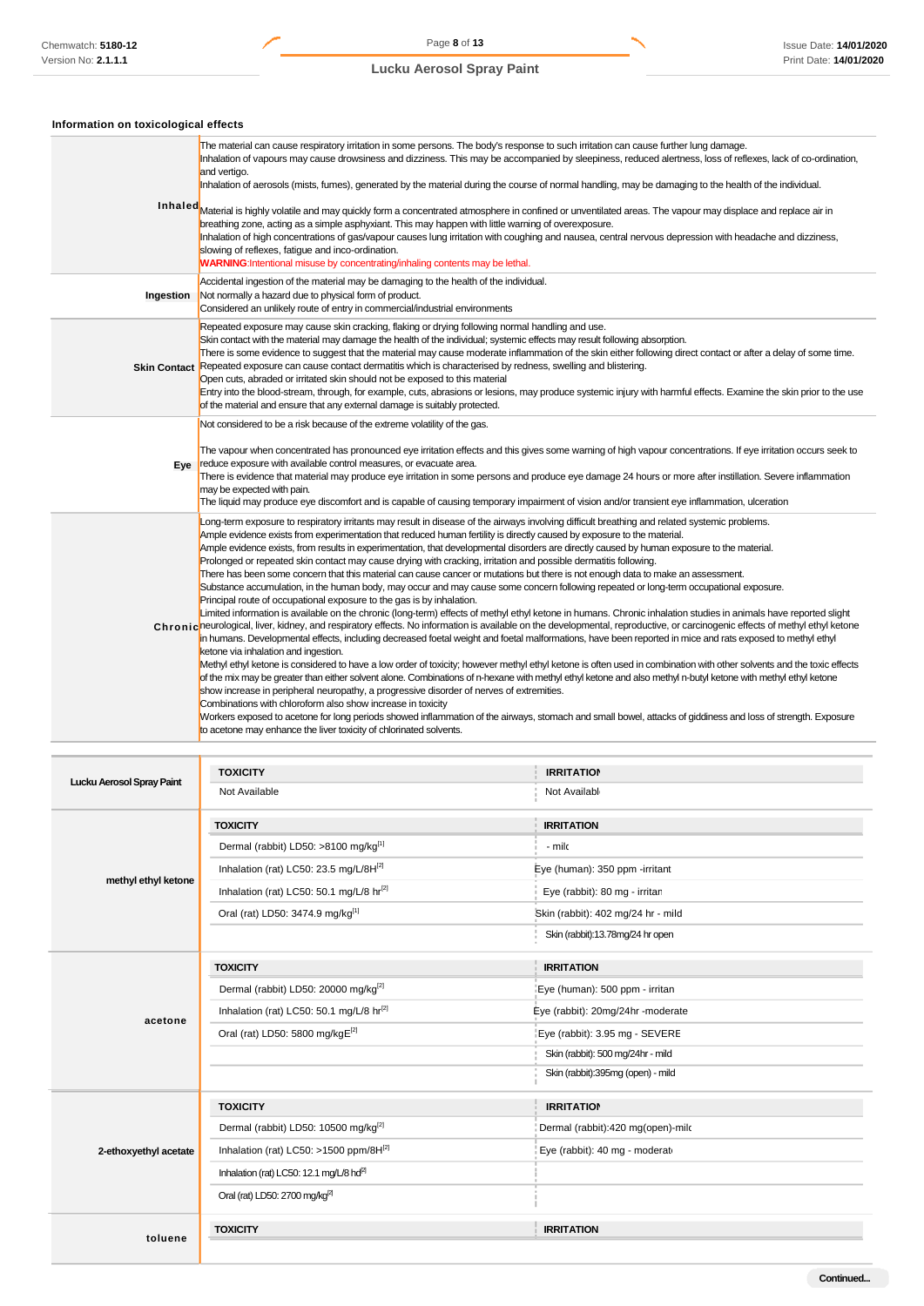### Information on toxicological effects

| | |
|---|---|
| **Inhaled** | The material can cause respiratory irritation in some persons. The body's response to such irritation can cause further lung damage.<br>Inhalation of vapours may cause drowsiness and dizziness. This may be accompanied by sleepiness, reduced alertness, loss of reflexes, lack of co-ordination, and vertigo.<br>Inhalation of aerosols (mists, fumes), generated by the material during the course of normal handling, may be damaging to the health of the individual.<br>Material is highly volatile and may quickly form a concentrated atmosphere in confined or unventilated areas. The vapour may displace and replace air in breathing zone, acting as a simple asphyxiant. This may happen with little warning of overexposure.<br>Inhalation of high concentrations of gas/vapour causes lung irritation with coughing and nausea, central nervous depression with headache and dizziness, slowing of reflexes, fatigue and inco-ordination.<br>**WARNING**:Intentional misuse by concentrating/inhaling contents may be lethal. |
| **Ingestion** | Accidental ingestion of the material may be damaging to the health of the individual.<br>Not normally a hazard due to physical form of product.<br>Considered an unlikely route of entry in commercial/industrial environments |
| **Skin Contact** | Repeated exposure may cause skin cracking, flaking or drying following normal handling and use.<br>Skin contact with the material may damage the health of the individual; systemic effects may result following absorption.<br>There is some evidence to suggest that the material may cause moderate inflammation of the skin either following direct contact or after a delay of some time. Repeated exposure can cause contact dermatitis which is characterised by redness, swelling and blistering.<br>Open cuts, abraded or irritated skin should not be exposed to this material<br>Entry into the blood-stream, through, for example, cuts, abrasions or lesions, may produce systemic injury with harmful effects. Examine the skin prior to the use of the material and ensure that any external damage is suitably protected. |
| **Eye** | Not considered to be a risk because of the extreme volatility of the gas.<br>The vapour when concentrated has pronounced eye irritation effects and this gives some warning of high vapour concentrations. If eye irritation occurs seek to reduce exposure with available control measures, or evacuate area.<br>There is evidence that material may produce eye irritation in some persons and produce eye damage 24 hours or more after instillation. Severe inflammation may be expected with pain.<br>The liquid may produce eye discomfort and is capable of causing temporary impairment of vision and/or transient eye inflammation, ulceration |
| **Chronic** | Long-term exposure to respiratory irritants may result in disease of the airways involving difficult breathing and related systemic problems.<br>Ample evidence exists from experimentation that reduced human fertility is directly caused by exposure to the material.<br>Ample evidence exists, from results in experimentation, that developmental disorders are directly caused by human exposure to the material.<br>Prolonged or repeated skin contact may cause drying with cracking, irritation and possible dermatitis following.<br>There has been some concern that this material can cause cancer or mutations but there is not enough data to make an assessment.<br>Substance accumulation, in the human body, may occur and may cause some concern following repeated or long-term occupational exposure.<br>Principal route of occupational exposure to the gas is by inhalation.<br>Limited information is available on the chronic (long-term) effects of methyl ethyl ketone in humans. Chronic inhalation studies in animals have reported slight neurological, liver, kidney, and respiratory effects. No information is available on the developmental, reproductive, or carcinogenic effects of methyl ethyl ketone in humans. Developmental effects, including decreased foetal weight and foetal malformations, have been reported in mice and rats exposed to methyl ethyl ketone via inhalation and ingestion.<br>Methyl ethyl ketone is considered to have a low order of toxicity; however methyl ethyl ketone is often used in combination with other solvents and the toxic effects of the mix may be greater than either solvent alone. Combinations of n-hexane with methyl ethyl ketone and also methyl n-butyl ketone with methyl ethyl ketone show increase in peripheral neuropathy, a progressive disorder of nerves of extremities.<br>Combinations with chloroform also show increase in toxicity<br>Workers exposed to acetone for long periods showed inflammation of the airways, stomach and small bowel, attacks of giddiness and loss of strength. Exposure to acetone may enhance the liver toxicity of chlorinated solvents. |

| | TOXICITY | IRRITATION |
|---|---|---|
| **Lucku Aerosol Spray Paint** | Not Available | Not Available |
| **methyl ethyl ketone** | Dermal (rabbit) LD50: >8100 mg/kg[1] | - mild |
| | Inhalation (rat) LC50: 23.5 mg/L/8H[2] | Eye (human): 350 ppm -irritant |
| | Inhalation (rat) LC50: 50.1 mg/L/8 hr[2] | Eye (rabbit): 80 mg - irritant |
| | Oral (rat) LD50: 3474.9 mg/kg[1] | Skin (rabbit): 402 mg/24 hr - mild |
| | | Skin (rabbit):13.78mg/24 hr open |
| **acetone** | Dermal (rabbit) LD50: 20000 mg/kg[2] | Eye (human): 500 ppm - irritant |
| | Inhalation (rat) LC50: 50.1 mg/L/8 hr[2] | Eye (rabbit): 20mg/24hr -moderate |
| | Oral (rat) LD50: 5800 mg/kgE[2] | Eye (rabbit): 3.95 mg - SEVERE |
| | | Skin (rabbit): 500 mg/24hr - mild |
| | | Skin (rabbit):395mg (open) - mild |
| **2-ethoxyethyl acetate** | Dermal (rabbit) LD50: 10500 mg/kg[2] | Dermal (rabbit):420 mg(open)-mild |
| | Inhalation (rat) LC50: >1500 ppm/8H[2] | Eye (rabbit): 40 mg - moderate |
| | Inhalation (rat) LC50: 12.1 mg/L/8 hd[2] | |
| | Oral (rat) LD50: 2700 mg/kg[2] | |
| **toluene** | | |

Continued...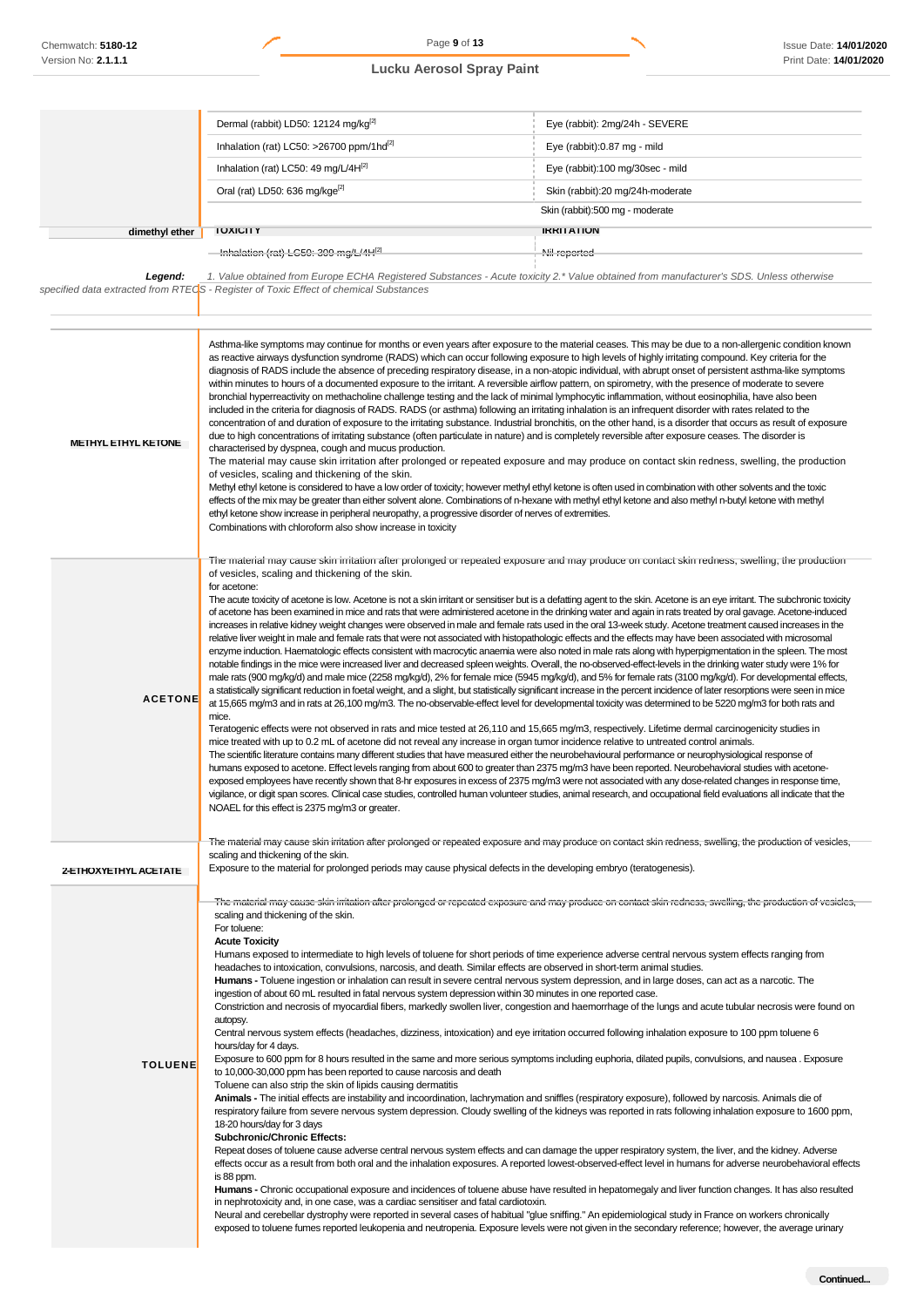| | TOXICITY | IRRITATION |
|---|---|---|
| | Dermal (rabbit) LD50: 12124 mg/kg[2] | Eye (rabbit): 2mg/24h - SEVERE |
| | Inhalation (rat) LC50: >26700 ppm/1hd[2] | Eye (rabbit):0.87 mg - mild |
| | Inhalation (rat) LC50: 49 mg/L/4H[2] | Eye (rabbit):100 mg/30sec - mild |
| | Oral (rat) LD50: 636 mg/kge[2] | Skin (rabbit):20 mg/24h-moderate |
| | | Skin (rabbit):500 mg - moderate |
| **dimethyl ether** | **TOXICITY** | **IRRITATION** |
| | Inhalation (rat) LC50: 309 mg/L/4H[2] | Nil reported |

*Legend:* *1. Value obtained from Europe ECHA Registered Substances - Acute toxicity 2.\* Value obtained from manufacturer's SDS. Unless otherwise specified data extracted from RTECS - Register of Toxic Effect of chemical Substances*

| | |
|---|---|
| **METHYL ETHYL KETONE** | Asthma-like symptoms may continue for months or even years after exposure to the material ceases. This may be due to a non-allergenic condition known as reactive airways dysfunction syndrome (RADS) which can occur following exposure to high levels of highly irritating compound. Key criteria for the diagnosis of RADS include the absence of preceding respiratory disease, in a non-atopic individual, with abrupt onset of persistent asthma-like symptoms within minutes to hours of a documented exposure to the irritant. A reversible airflow pattern, on spirometry, with the presence of moderate to severe bronchial hyperreactivity on methacholine challenge testing and the lack of minimal lymphocytic inflammation, without eosinophilia, have also been included in the criteria for diagnosis of RADS. RADS (or asthma) following an irritating inhalation is an infrequent disorder with rates related to the concentration of and duration of exposure to the irritating substance. Industrial bronchitis, on the other hand, is a disorder that occurs as result of exposure due to high concentrations of irritating substance (often particulate in nature) and is completely reversible after exposure ceases. The disorder is characterised by dyspnea, cough and mucus production.<br>The material may cause skin irritation after prolonged or repeated exposure and may produce on contact skin redness, swelling, the production of vesicles, scaling and thickening of the skin.<br>Methyl ethyl ketone is considered to have a low order of toxicity; however methyl ethyl ketone is often used in combination with other solvents and the toxic effects of the mix may be greater than either solvent alone. Combinations of n-hexane with methyl ethyl ketone and also methyl n-butyl ketone with methyl ethyl ketone show increase in peripheral neuropathy, a progressive disorder of nerves of extremities.<br>Combinations with chloroform also show increase in toxicity |
| **ACETONE** | The material may cause skin irritation after prolonged or repeated exposure and may produce on contact skin redness, swelling, the production of vesicles, scaling and thickening of the skin.<br>for acetone:<br>The acute toxicity of acetone is low. Acetone is not a skin irritant or sensitiser but is a defatting agent to the skin. Acetone is an eye irritant. The subchronic toxicity of acetone has been examined in mice and rats that were administered acetone in the drinking water and again in rats treated by oral gavage. Acetone-induced increases in relative kidney weight changes were observed in male and female rats used in the oral 13-week study. Acetone treatment caused increases in the relative liver weight in male and female rats that were not associated with histopathologic effects and the effects may have been associated with microsomal enzyme induction. Haematologic effects consistent with macrocytic anaemia were also noted in male rats along with hyperpigmentation in the spleen. The most notable findings in the mice were increased liver and decreased spleen weights. Overall, the no-observed-effect-levels in the drinking water study were 1% for male rats (900 mg/kg/d) and male mice (2258 mg/kg/d), 2% for female mice (5945 mg/kg/d), and 5% for female rats (3100 mg/kg/d). For developmental effects, a statistically significant reduction in foetal weight, and a slight, but statistically significant increase in the percent incidence of later resorptions were seen in mice at 15,665 mg/m3 and in rats at 26,100 mg/m3. The no-observable-effect level for developmental toxicity was determined to be 5220 mg/m3 for both rats and mice.<br>Teratogenic effects were not observed in rats and mice tested at 26,110 and 15,665 mg/m3, respectively. Lifetime dermal carcinogenicity studies in mice treated with up to 0.2 mL of acetone did not reveal any increase in organ tumor incidence relative to untreated control animals.<br>The scientific literature contains many different studies that have measured either the neurobehavioural performance or neurophysiological response of humans exposed to acetone. Effect levels ranging from about 600 to greater than 2375 mg/m3 have been reported. Neurobehavioral studies with acetone-exposed employees have recently shown that 8-hr exposures in excess of 2375 mg/m3 were not associated with any dose-related changes in response time, vigilance, or digit span scores. Clinical case studies, controlled human volunteer studies, animal research, and occupational field evaluations all indicate that the NOAEL for this effect is 2375 mg/m3 or greater. |
| **2-ETHOXYETHYL ACETATE** | The material may cause skin irritation after prolonged or repeated exposure and may produce on contact skin redness, swelling, the production of vesicles, scaling and thickening of the skin.<br>Exposure to the material for prolonged periods may cause physical defects in the developing embryo (teratogenesis). |
| **TOLUENE** | The material may cause skin irritation after prolonged or repeated exposure and may produce on contact skin redness, swelling, the production of vesicles, scaling and thickening of the skin.<br>For toluene:<br>**Acute Toxicity**<br>Humans exposed to intermediate to high levels of toluene for short periods of time experience adverse central nervous system effects ranging from headaches to intoxication, convulsions, narcosis, and death. Similar effects are observed in short-term animal studies.<br>**Humans -** Toluene ingestion or inhalation can result in severe central nervous system depression, and in large doses, can act as a narcotic. The ingestion of about 60 mL resulted in fatal nervous system depression within 30 minutes in one reported case.<br>Constriction and necrosis of myocardial fibers, markedly swollen liver, congestion and haemorrhage of the lungs and acute tubular necrosis were found on autopsy.<br>Central nervous system effects (headaches, dizziness, intoxication) and eye irritation occurred following inhalation exposure to 100 ppm toluene 6 hours/day for 4 days.<br>Exposure to 600 ppm for 8 hours resulted in the same and more serious symptoms including euphoria, dilated pupils, convulsions, and nausea . Exposure to 10,000-30,000 ppm has been reported to cause narcosis and death<br>Toluene can also strip the skin of lipids causing dermatitis<br>**Animals -** The initial effects are instability and incoordination, lachrymation and sniffles (respiratory exposure), followed by narcosis. Animals die of respiratory failure from severe nervous system depression. Cloudy swelling of the kidneys was reported in rats following inhalation exposure to 1600 ppm, 18-20 hours/day for 3 days<br>**Subchronic/Chronic Effects:**<br>Repeat doses of toluene cause adverse central nervous system effects and can damage the upper respiratory system, the liver, and the kidney. Adverse effects occur as a result from both oral and the inhalation exposures. A reported lowest-observed-effect level in humans for adverse neurobehavioral effects is 88 ppm.<br>**Humans -** Chronic occupational exposure and incidences of toluene abuse have resulted in hepatomegaly and liver function changes. It has also resulted in nephrotoxicity and, in one case, was a cardiac sensitiser and fatal cardiotoxin.<br>Neural and cerebellar dystrophy were reported in several cases of habitual "glue sniffing." An epidemiological study in France on workers chronically exposed to toluene fumes reported leukopenia and neutropenia. Exposure levels were not given in the secondary reference; however, the average urinary |

**Continued...**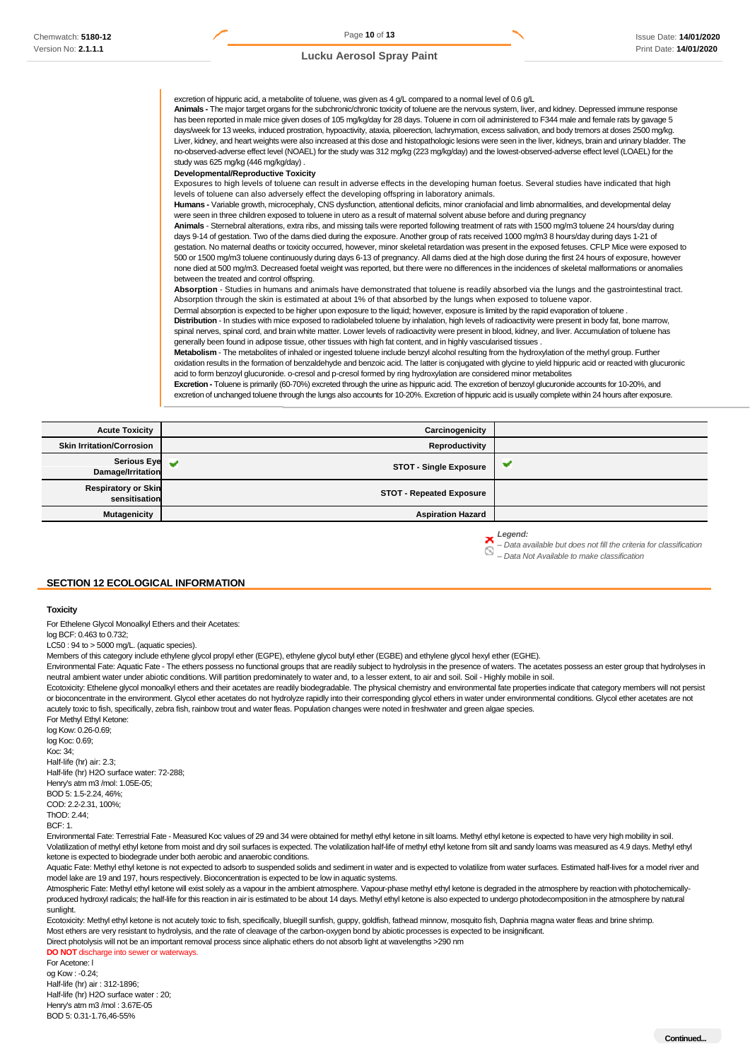excretion of hippuric acid, a metabolite of toluene, was given as 4 g/L compared to a normal level of 0.6 g/L

**Animals -** The major target organs for the subchronic/chronic toxicity of toluene are the nervous system, liver, and kidney. Depressed immune response has been reported in male mice given doses of 105 mg/kg/day for 28 days. Toluene in corn oil administered to F344 male and female rats by gavage 5 days/week for 13 weeks, induced prostration, hypoactivity, ataxia, piloerection, lachrymation, excess salivation, and body tremors at doses 2500 mg/kg. Liver, kidney, and heart weights were also increased at this dose and histopathologic lesions were seen in the liver, kidneys, brain and urinary bladder. The no-observed-adverse effect level (NOAEL) for the study was 312 mg/kg (223 mg/kg/day) and the lowest-observed-adverse effect level (LOAEL) for the study was 625 mg/kg (446 mg/kg/day) .

**Developmental/Reproductive Toxicity**

Exposures to high levels of toluene can result in adverse effects in the developing human foetus. Several studies have indicated that high levels of toluene can also adversely effect the developing offspring in laboratory animals.

**Humans -** Variable growth, microcephaly, CNS dysfunction, attentional deficits, minor craniofacial and limb abnormalities, and developmental delay were seen in three children exposed to toluene in utero as a result of maternal solvent abuse before and during pregnancy

**Animals** - Sternebral alterations, extra ribs, and missing tails were reported following treatment of rats with 1500 mg/m3 toluene 24 hours/day during days 9-14 of gestation. Two of the dams died during the exposure. Another group of rats received 1000 mg/m3 8 hours/day during days 1-21 of gestation. No maternal deaths or toxicity occurred, however, minor skeletal retardation was present in the exposed fetuses. CFLP Mice were exposed to 500 or 1500 mg/m3 toluene continuously during days 6-13 of pregnancy. All dams died at the high dose during the first 24 hours of exposure, however none died at 500 mg/m3. Decreased foetal weight was reported, but there were no differences in the incidences of skeletal malformations or anomalies between the treated and control offspring.

**Absorption** - Studies in humans and animals have demonstrated that toluene is readily absorbed via the lungs and the gastrointestinal tract. Absorption through the skin is estimated at about 1% of that absorbed by the lungs when exposed to toluene vapor.

Dermal absorption is expected to be higher upon exposure to the liquid; however, exposure is limited by the rapid evaporation of toluene .

**Distribution** - In studies with mice exposed to radiolabeled toluene by inhalation, high levels of radioactivity were present in body fat, bone marrow, spinal nerves, spinal cord, and brain white matter. Lower levels of radioactivity were present in blood, kidney, and liver. Accumulation of toluene has generally been found in adipose tissue, other tissues with high fat content, and in highly vascularised tissues .

**Metabolism** - The metabolites of inhaled or ingested toluene include benzyl alcohol resulting from the hydroxylation of the methyl group. Further oxidation results in the formation of benzaldehyde and benzoic acid. The latter is conjugated with glycine to yield hippuric acid or reacted with glucuronic acid to form benzoyl glucuronide. o-cresol and p-cresol formed by ring hydroxylation are considered minor metabolites

**Excretion -** Toluene is primarily (60-70%) excreted through the urine as hippuric acid. The excretion of benzoyl glucuronide accounts for 10-20%, and excretion of unchanged toluene through the lungs also accounts for 10-20%. Excretion of hippuric acid is usually complete within 24 hours after exposure.

| | | | |
|---|---|---|---|
| **Acute Toxicity** | | **Carcinogenicity** | |
| **Skin Irritation/Corrosion** | | **Reproductivity** | |
| **Serious Eye Damage/Irritation** | ✔ | **STOT - Single Exposure** | ✔ |
| **Respiratory or Skin sensitisation** | | **STOT - Repeated Exposure** | |
| **Mutagenicity** | | **Aspiration Hazard** | |

*Legend:*
✘ *– Data available but does not fill the criteria for classification*
⃠ *– Data Not Available to make classification*

## SECTION 12 ECOLOGICAL INFORMATION

### Toxicity

For Ethelene Glycol Monoalkyl Ethers and their Acetates:
log BCF: 0.463 to 0.732;
LC50 : 94 to > 5000 mg/L. (aquatic species).
Members of this category include ethylene glycol propyl ether (EGPE), ethylene glycol butyl ether (EGBE) and ethylene glycol hexyl ether (EGHE).
Environmental Fate: Aquatic Fate - The ethers possess no functional groups that are readily subject to hydrolysis in the presence of waters. The acetates possess an ester group that hydrolyses in neutral ambient water under abiotic conditions. Will partition predominately to water and, to a lesser extent, to air and soil. Soil - Highly mobile in soil.
Ecotoxicity: Ethelene glycol monoalkyl ethers and their acetates are readily biodegradable. The physical chemistry and environmental fate properties indicate that category members will not persist or bioconcentrate in the environment. Glycol ether acetates do not hydrolyze rapidly into their corresponding glycol ethers in water under environmental conditions. Glycol ether acetates are not acutely toxic to fish, specifically, zebra fish, rainbow trout and water fleas. Population changes were noted in freshwater and green algae species.
For Methyl Ethyl Ketone:
log Kow: 0.26-0.69;
log Koc: 0.69;
Koc: 34;
Half-life (hr) air: 2.3;
Half-life (hr) H2O surface water: 72-288;
Henry's atm m3 /mol: 1.05E-05;
BOD 5: 1.5-2.24, 46%;
COD: 2.2-2.31, 100%;
ThOD: 2.44;
BCF: 1.
Environmental Fate: Terrestrial Fate - Measured Koc values of 29 and 34 were obtained for methyl ethyl ketone in silt loams. Methyl ethyl ketone is expected to have very high mobility in soil. Volatilization of methyl ethyl ketone from moist and dry soil surfaces is expected. The volatilization half-life of methyl ethyl ketone from silt and sandy loams was measured as 4.9 days. Methyl ethyl ketone is expected to biodegrade under both aerobic and anaerobic conditions.
Aquatic Fate: Methyl ethyl ketone is not expected to adsorb to suspended solids and sediment in water and is expected to volatilize from water surfaces. Estimated half-lives for a model river and model lake are 19 and 197, hours respectively. Bioconcentration is expected to be low in aquatic systems.
Atmospheric Fate: Methyl ethyl ketone will exist solely as a vapour in the ambient atmosphere. Vapour-phase methyl ethyl ketone is degraded in the atmosphere by reaction with photochemically-produced hydroxyl radicals; the half-life for this reaction in air is estimated to be about 14 days. Methyl ethyl ketone is also expected to undergo photodecomposition in the atmosphere by natural sunlight.
Ecotoxicity: Methyl ethyl ketone is not acutely toxic to fish, specifically, bluegill sunfish, guppy, goldfish, fathead minnow, mosquito fish, Daphnia magna water fleas and brine shrimp.
Most ethers are very resistant to hydrolysis, and the rate of cleavage of the carbon-oxygen bond by abiotic processes is expected to be insignificant.
Direct photolysis will not be an important removal process since aliphatic ethers do not absorb light at wavelengths >290 nm
**DO NOT** discharge into sewer or waterways.
For Acetone: l
og Kow : -0.24;
Half-life (hr) air : 312-1896;
Half-life (hr) H2O surface water : 20;
Henry's atm m3 /mol : 3.67E-05
BOD 5: 0.31-1.76,46-55%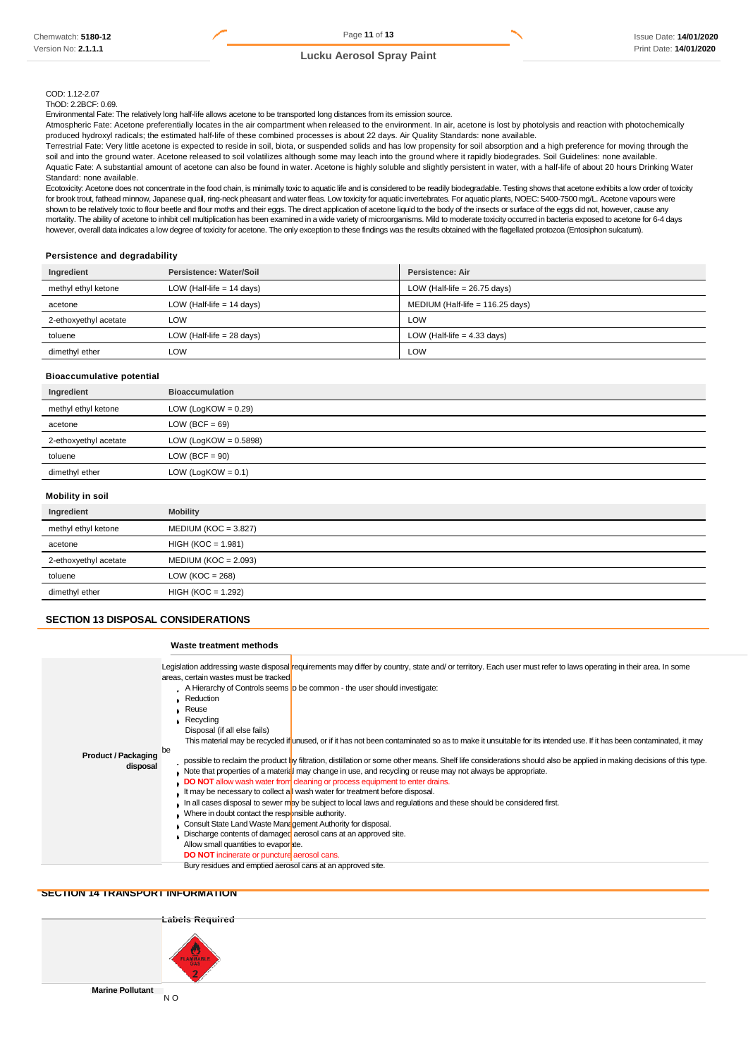COD: 1.12-2.07
ThOD: 2.2BCF: 0.69.
Environmental Fate: The relatively long half-life allows acetone to be transported long distances from its emission source.
Atmospheric Fate: Acetone preferentially locates in the air compartment when released to the environment. In air, acetone is lost by photolysis and reaction with photochemically produced hydroxyl radicals; the estimated half-life of these combined processes is about 22 days. Air Quality Standards: none available.
Terrestrial Fate: Very little acetone is expected to reside in soil, biota, or suspended solids and has low propensity for soil absorption and a high preference for moving through the soil and into the ground water. Acetone released to soil volatilizes although some may leach into the ground where it rapidly biodegrades. Soil Guidelines: none available.
Aquatic Fate: A substantial amount of acetone can also be found in water. Acetone is highly soluble and slightly persistent in water, with a half-life of about 20 hours Drinking Water Standard: none available.
Ecotoxicity: Acetone does not concentrate in the food chain, is minimally toxic to aquatic life and is considered to be readily biodegradable. Testing shows that acetone exhibits a low order of toxicity for brook trout, fathead minnow, Japanese quail, ring-neck pheasant and water fleas. Low toxicity for aquatic invertebrates. For aquatic plants, NOEC: 5400-7500 mg/L. Acetone vapours were shown to be relatively toxic to flour beetle and flour moths and their eggs. The direct application of acetone liquid to the body of the insects or surface of the eggs did not, however, cause any mortality. The ability of acetone to inhibit cell multiplication has been examined in a wide variety of microorganisms. Mild to moderate toxicity occurred in bacteria exposed to acetone for 6-4 days however, overall data indicates a low degree of toxicity for acetone. The only exception to these findings was the results obtained with the flagellated protozoa (Entosiphon sulcatum).

### Persistence and degradability

| Ingredient | Persistence: Water/Soil | Persistence: Air |
|---|---|---|
| methyl ethyl ketone | LOW (Half-life = 14 days) | LOW (Half-life = 26.75 days) |
| acetone | LOW (Half-life = 14 days) | MEDIUM (Half-life = 116.25 days) |
| 2-ethoxyethyl acetate | LOW | LOW |
| toluene | LOW (Half-life = 28 days) | LOW (Half-life = 4.33 days) |
| dimethyl ether | LOW | LOW |

### Bioaccumulative potential

| Ingredient | Bioaccumulation |
|---|---|
| methyl ethyl ketone | LOW (LogKOW = 0.29) |
| acetone | LOW (BCF = 69) |
| 2-ethoxyethyl acetate | LOW (LogKOW = 0.5898) |
| toluene | LOW (BCF = 90) |
| dimethyl ether | LOW (LogKOW = 0.1) |

### Mobility in soil

| Ingredient | Mobility |
|---|---|
| methyl ethyl ketone | MEDIUM (KOC = 3.827) |
| acetone | HIGH (KOC = 1.981) |
| 2-ethoxyethyl acetate | MEDIUM (KOC = 2.093) |
| toluene | LOW (KOC = 268) |
| dimethyl ether | HIGH (KOC = 1.292) |

## SECTION 13 DISPOSAL CONSIDERATIONS

### Waste treatment methods

**Product / Packaging disposal**

Legislation addressing waste disposal requirements may differ by country, state and/ or territory. Each user must refer to laws operating in their area. In some areas, certain wastes must be tracked.

- A Hierarchy of Controls seems to be common - the user should investigate:
- Reduction
- Reuse
- Recycling
- Disposal (if all else fails)

This material may be recycled if unused, or if it has not been contaminated so as to make it unsuitable for its intended use. If it has been contaminated, it may be possible to reclaim the product by filtration, distillation or some other means. Shelf life considerations should also be applied in making decisions of this type. Note that properties of a material may change in use, and recycling or reuse may not always be appropriate.

- **DO NOT** allow wash water from cleaning or process equipment to enter drains.
- It may be necessary to collect all wash water for treatment before disposal.
- In all cases disposal to sewer may be subject to local laws and regulations and these should be considered first.
- Where in doubt contact the responsible authority.
- Consult State Land Waste Management Authority for disposal.
- Discharge contents of damaged aerosol cans at an approved site.
- Allow small quantities to evaporate.
- **DO NOT** incinerate or puncture aerosol cans.
- Bury residues and emptied aerosol cans at an approved site.

## SECTION 14 TRANSPORT INFORMATION

### Labels Required

**Marine Pollutant**: NO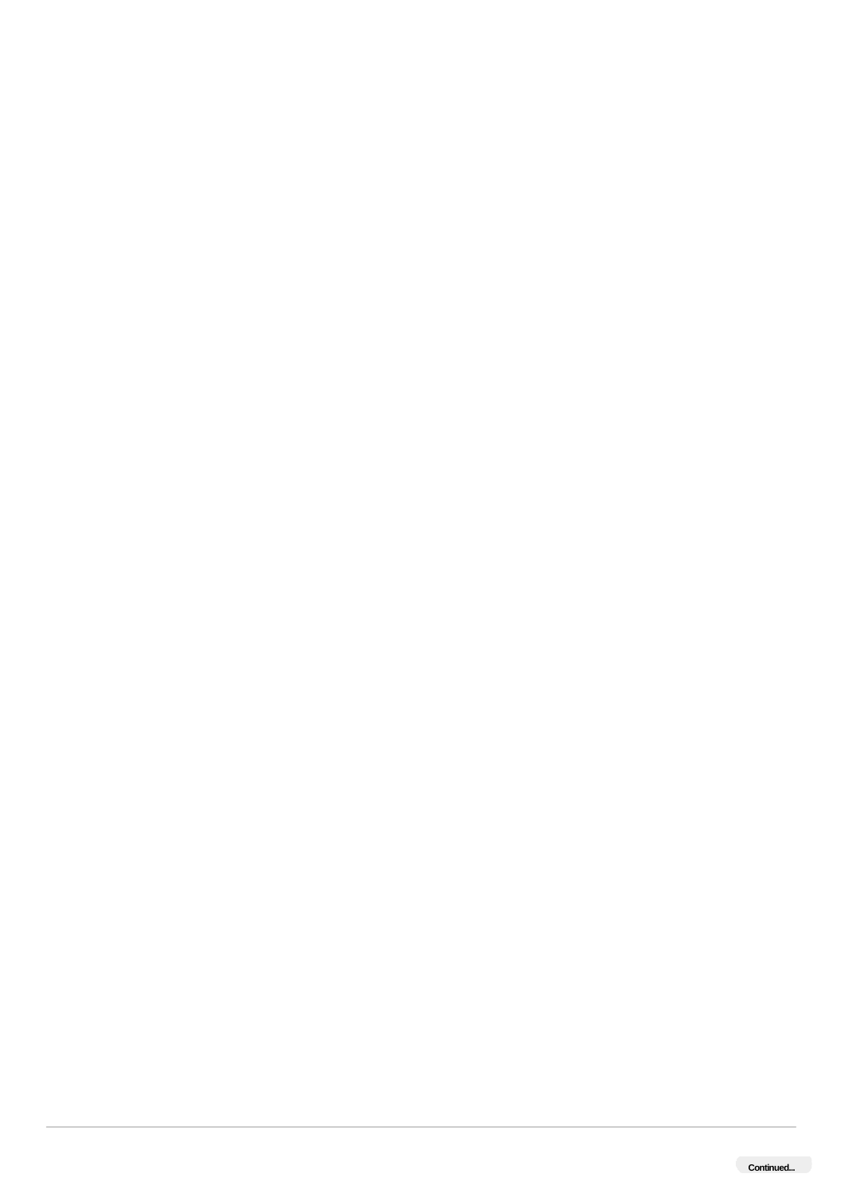Continued...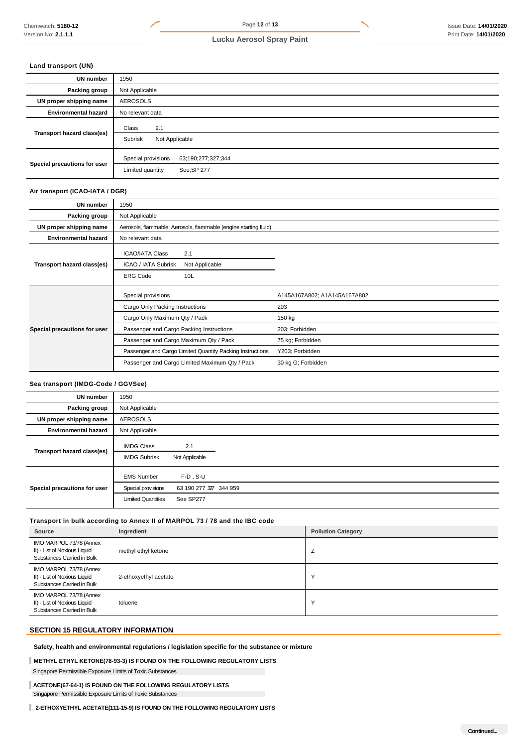### Land transport (UN)

| | |
|---|---|
| **UN number** | 1950 |
| **Packing group** | Not Applicable |
| **UN proper shipping name** | AEROSOLS |
| **Environmental hazard** | No relevant data |
| **Transport hazard class(es)** | Class 2.1<br>Subrisk Not Applicable |
| **Special precautions for user** | Special provisions 63;190;277;327;344<br>Limited quantity See;SP 277 |

### Air transport (ICAO-IATA / DGR)

| | | |
|---|---|---|
| **UN number** | 1950 | |
| **Packing group** | Not Applicable | |
| **UN proper shipping name** | Aerosols, flammable; Aerosols, flammable (engine starting fluid) | |
| **Environmental hazard** | No relevant data | |
| **Transport hazard class(es)** | ICAO/IATA Class 2.1<br>ICAO / IATA Subrisk Not Applicable<br>ERG Code 10L | |
| **Special precautions for user** | Special provisions | A145A167A802; A1A145A167A802 |
| | Cargo Only Packing Instructions | 203 |
| | Cargo Only Maximum Qty / Pack | 150 kg |
| | Passenger and Cargo Packing Instructions | 203; Forbidden |
| | Passenger and Cargo Maximum Qty / Pack | 75 kg; Forbidden |
| | Passenger and Cargo Limited Quantity Packing Instructions | Y203; Forbidden |
| | Passenger and Cargo Limited Maximum Qty / Pack | 30 kg G; Forbidden |

### Sea transport (IMDG-Code / GGVSee)

| | |
|---|---|
| **UN number** | 1950 |
| **Packing group** | Not Applicable |
| **UN proper shipping name** | AEROSOLS |
| **Environmental hazard** | Not Applicable |
| **Transport hazard class(es)** | IMDG Class 2.1<br>IMDG Subrisk Not Applicable |
| **Special precautions for user** | EMS Number F-D , S-U<br>Special provisions 63 190 277 327 344 959<br>Limited Quantities See SP277 |

### Transport in bulk according to Annex II of MARPOL 73 / 78 and the IBC code

| Source | Ingredient | Pollution Category |
|---|---|---|
| IMO MARPOL 73/78 (Annex II) - List of Noxious Liquid Substances Carried in Bulk | methyl ethyl ketone | Z |
| IMO MARPOL 73/78 (Annex II) - List of Noxious Liquid Substances Carried in Bulk | 2-ethoxyethyl acetate | Y |
| IMO MARPOL 73/78 (Annex II) - List of Noxious Liquid Substances Carried in Bulk | toluene | Y |

## SECTION 15 REGULATORY INFORMATION

**Safety, health and environmental regulations / legislation specific for the substance or mixture**

**METHYL ETHYL KETONE(78-93-3) IS FOUND ON THE FOLLOWING REGULATORY LISTS**

Singapore Permissible Exposure Limits of Toxic Substances

**ACETONE(67-64-1) IS FOUND ON THE FOLLOWING REGULATORY LISTS**

Singapore Permissible Exposure Limits of Toxic Substances

**2-ETHOXYETHYL ACETATE(111-15-9) IS FOUND ON THE FOLLOWING REGULATORY LISTS**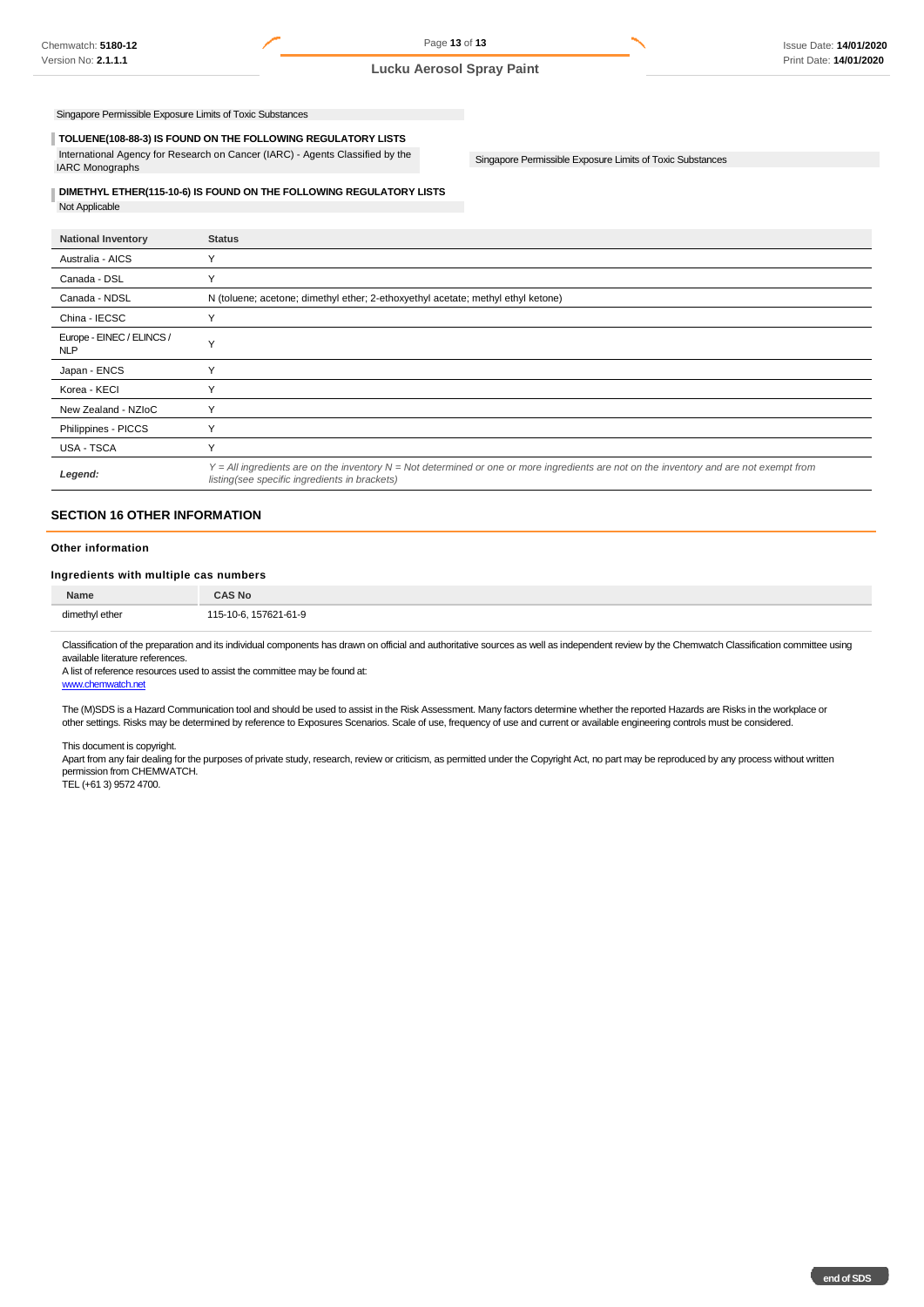Singapore Permissible Exposure Limits of Toxic Substances

### TOLUENE(108-88-3) IS FOUND ON THE FOLLOWING REGULATORY LISTS

International Agency for Research on Cancer (IARC) - Agents Classified by the IARC Monographs

Singapore Permissible Exposure Limits of Toxic Substances

### DIMETHYL ETHER(115-10-6) IS FOUND ON THE FOLLOWING REGULATORY LISTS

Not Applicable

| National Inventory | Status |
|---|---|
| Australia - AICS | Y |
| Canada - DSL | Y |
| Canada - NDSL | N (toluene; acetone; dimethyl ether; 2-ethoxyethyl acetate; methyl ethyl ketone) |
| China - IECSC | Y |
| Europe - EINEC / ELINCS / NLP | Y |
| Japan - ENCS | Y |
| Korea - KECI | Y |
| New Zealand - NZIoC | Y |
| Philippines - PICCS | Y |
| USA - TSCA | Y |
| ***Legend:*** | *Y = All ingredients are on the inventory N = Not determined or one or more ingredients are not on the inventory and are not exempt from listing(see specific ingredients in brackets)* |

## SECTION 16 OTHER INFORMATION

### Other information

### Ingredients with multiple cas numbers

| Name | CAS No |
|---|---|
| dimethyl ether | 115-10-6, 157621-61-9 |

Classification of the preparation and its individual components has drawn on official and authoritative sources as well as independent review by the Chemwatch Classification committee using available literature references.
A list of reference resources used to assist the committee may be found at:
www.chemwatch.net

The (M)SDS is a Hazard Communication tool and should be used to assist in the Risk Assessment. Many factors determine whether the reported Hazards are Risks in the workplace or other settings. Risks may be determined by reference to Exposures Scenarios. Scale of use, frequency of use and current or available engineering controls must be considered.

This document is copyright.
Apart from any fair dealing for the purposes of private study, research, review or criticism, as permitted under the Copyright Act, no part may be reproduced by any process without written permission from CHEMWATCH.
TEL (+61 3) 9572 4700.

end of SDS